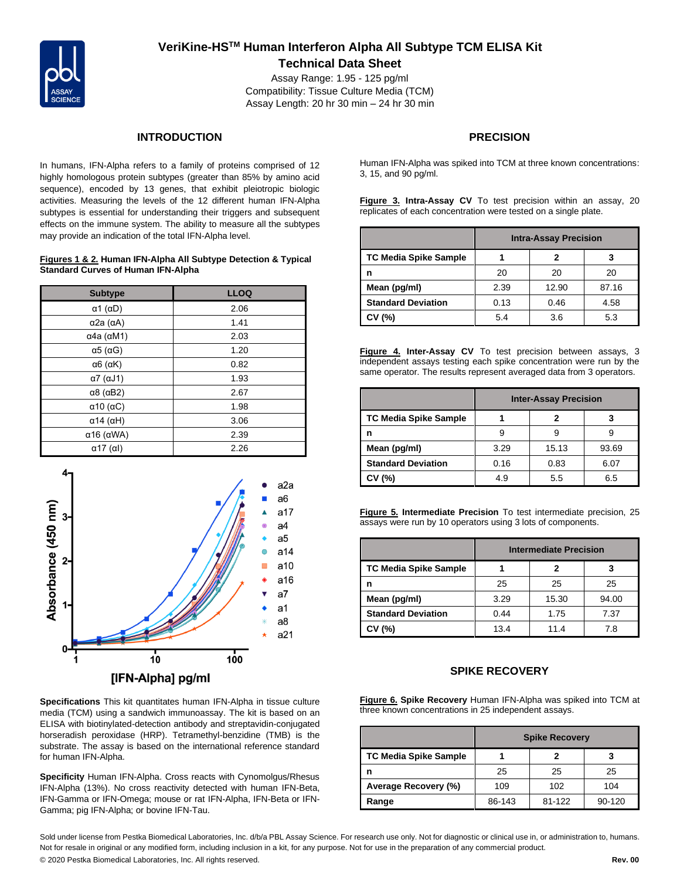# VeriKine-HS™ Human Interferon Alpha All Subtype TCM ELISA Kit

## Technical Data Sheet

Assay Range: 1.95 - 125 pg/ml
Compatibility: Tissue Culture Media (TCM)
Assay Length: 20 hr 30 min – 24 hr 30 min

## INTRODUCTION

In humans, IFN-Alpha refers to a family of proteins comprised of 12 highly homologous protein subtypes (greater than 85% by amino acid sequence), encoded by 13 genes, that exhibit pleiotropic biologic activities. Measuring the levels of the 12 different human IFN-Alpha subtypes is essential for understanding their triggers and subsequent effects on the immune system. The ability to measure all the subtypes may provide an indication of the total IFN-Alpha level.

**Figures 1 & 2. Human IFN-Alpha All Subtype Detection & Typical Standard Curves of Human IFN-Alpha**

| Subtype | LLOQ |
|---|---|
| α1 (αD) | 2.06 |
| α2a (αA) | 1.41 |
| α4a (αM1) | 2.03 |
| α5 (αG) | 1.20 |
| α6 (αK) | 0.82 |
| α7 (αJ1) | 1.93 |
| α8 (αB2) | 2.67 |
| α10 (αC) | 1.98 |
| α14 (αH) | 3.06 |
| α16 (αWA) | 2.39 |
| α17 (αI) | 2.26 |

**Specifications** This kit quantitates human IFN-Alpha in tissue culture media (TCM) using a sandwich immunoassay. The kit is based on an ELISA with biotinylated-detection antibody and streptavidin-conjugated horseradish peroxidase (HRP). Tetramethyl-benzidine (TMB) is the substrate. The assay is based on the international reference standard for human IFN-Alpha.

**Specificity** Human IFN-Alpha. Cross reacts with Cynomolgus/Rhesus IFN-Alpha (13%). No cross reactivity detected with human IFN-Beta, IFN-Gamma or IFN-Omega; mouse or rat IFN-Alpha, IFN-Beta or IFN-Gamma; pig IFN-Alpha; or bovine IFN-Tau.

## PRECISION

Human IFN-Alpha was spiked into TCM at three known concentrations: 3, 15, and 90 pg/ml.

**Figure 3. Intra-Assay CV** To test precision within an assay, 20 replicates of each concentration were tested on a single plate.

| | Intra-Assay Precision | | |
|---|---|---|---|
| **TC Media Spike Sample** | **1** | **2** | **3** |
| **n** | 20 | 20 | 20 |
| **Mean (pg/ml)** | 2.39 | 12.90 | 87.16 |
| **Standard Deviation** | 0.13 | 0.46 | 4.58 |
| **CV (%)** | 5.4 | 3.6 | 5.3 |

**Figure 4. Inter-Assay CV** To test precision between assays, 3 independent assays testing each spike concentration were run by the same operator. The results represent averaged data from 3 operators.

| | Inter-Assay Precision | | |
|---|---|---|---|
| **TC Media Spike Sample** | **1** | **2** | **3** |
| **n** | 9 | 9 | 9 |
| **Mean (pg/ml)** | 3.29 | 15.13 | 93.69 |
| **Standard Deviation** | 0.16 | 0.83 | 6.07 |
| **CV (%)** | 4.9 | 5.5 | 6.5 |

**Figure 5. Intermediate Precision** To test intermediate precision, 25 assays were run by 10 operators using 3 lots of components.

| | Intermediate Precision | | |
|---|---|---|---|
| **TC Media Spike Sample** | **1** | **2** | **3** |
| **n** | 25 | 25 | 25 |
| **Mean (pg/ml)** | 3.29 | 15.30 | 94.00 |
| **Standard Deviation** | 0.44 | 1.75 | 7.37 |
| **CV (%)** | 13.4 | 11.4 | 7.8 |

## SPIKE RECOVERY

**Figure 6. Spike Recovery** Human IFN-Alpha was spiked into TCM at three known concentrations in 25 independent assays.

| | Spike Recovery | | |
|---|---|---|---|
| **TC Media Spike Sample** | **1** | **2** | **3** |
| **n** | 25 | 25 | 25 |
| **Average Recovery (%)** | 109 | 102 | 104 |
| **Range** | 86-143 | 81-122 | 90-120 |

Sold under license from Pestka Biomedical Laboratories, Inc. d/b/a PBL Assay Science. For research use only. Not for diagnostic or clinical use in, or administration to, humans. Not for resale in original or any modified form, including inclusion in a kit, for any purpose. Not for use in the preparation of any commercial product.

© 2020 Pestka Biomedical Laboratories, Inc. All rights reserved. **Rev. 00**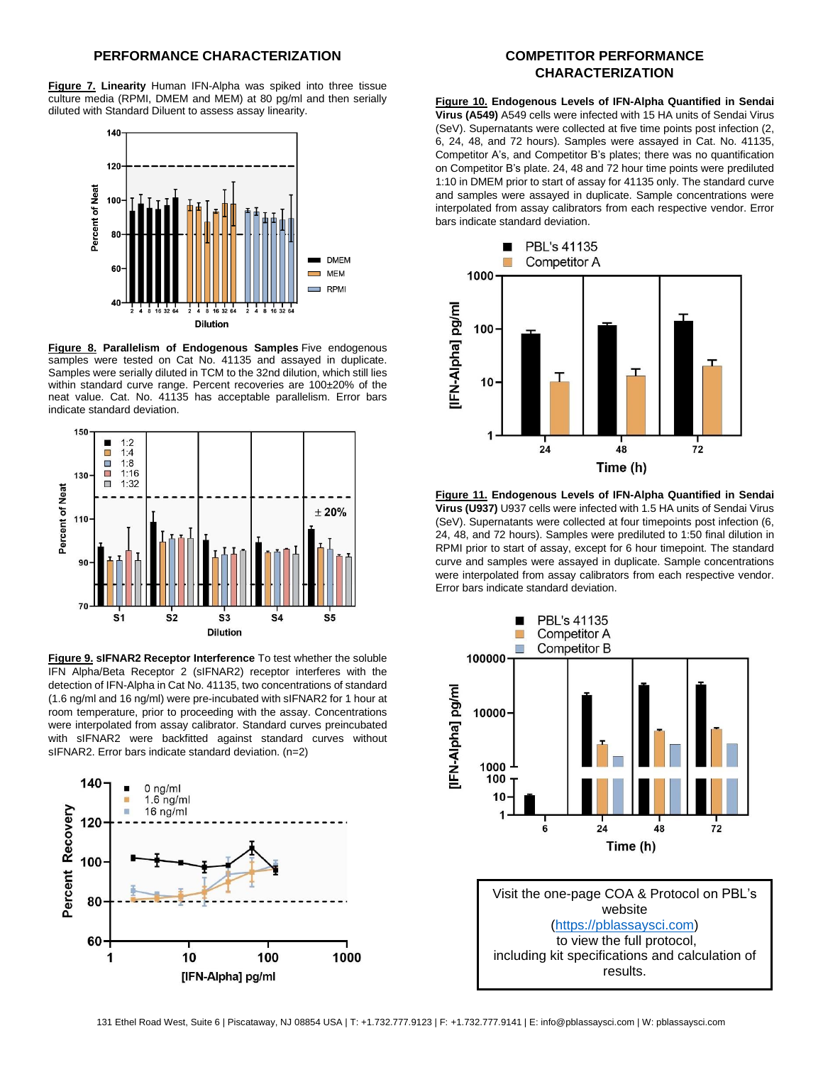## PERFORMANCE CHARACTERIZATION

**Figure 7. Linearity** Human IFN-Alpha was spiked into three tissue culture media (RPMI, DMEM and MEM) at 80 pg/ml and then serially diluted with Standard Diluent to assess assay linearity.

Percent of Neat
140
120
100
80
60
40
2 4 8 16 32 64 2 4 8 16 32 64 2 4 8 16 32 64
Dilution
DMEM
MEM
RPMI

**Figure 8. Parallelism of Endogenous Samples** Five endogenous samples were tested on Cat No. 41135 and assayed in duplicate. Samples were serially diluted in TCM to the 32nd dilution, which still lies within standard curve range. Percent recoveries are 100±20% of the neat value. Cat. No. 41135 has acceptable parallelism. Error bars indicate standard deviation.

Percent of Neat
150
130
110
90
70
1:2
1:4
1:8
1:16
1:32
± 20%
S1 S2 S3 S4 S5
Dilution

**Figure 9. sIFNAR2 Receptor Interference** To test whether the soluble IFN Alpha/Beta Receptor 2 (sIFNAR2) receptor interferes with the detection of IFN-Alpha in Cat No. 41135, two concentrations of standard (1.6 ng/ml and 16 ng/ml) were pre-incubated with sIFNAR2 for 1 hour at room temperature, prior to proceeding with the assay. Concentrations were interpolated from assay calibrator. Standard curves preincubated with sIFNAR2 were backfitted against standard curves without sIFNAR2. Error bars indicate standard deviation. (n=2)

Percent Recovery
140
120
100
80
60
0 ng/ml
1.6 ng/ml
16 ng/ml
1 10 100 1000
[IFN-Alpha] pg/ml

## COMPETITOR PERFORMANCE CHARACTERIZATION

**Figure 10. Endogenous Levels of IFN-Alpha Quantified in Sendai Virus (A549)** A549 cells were infected with 15 HA units of Sendai Virus (SeV). Supernatants were collected at five time points post infection (2, 6, 24, 48, and 72 hours). Samples were assayed in Cat. No. 41135, Competitor A's, and Competitor B's plates; there was no quantification on Competitor B's plate. 24, 48 and 72 hour time points were prediluted 1:10 in DMEM prior to start of assay for 41135 only. The standard curve and samples were assayed in duplicate. Sample concentrations were interpolated from assay calibrators from each respective vendor. Error bars indicate standard deviation.

PBL's 41135
Competitor A
[IFN-Alpha] pg/ml
1000
100
10
1
24 48 72
Time (h)

**Figure 11. Endogenous Levels of IFN-Alpha Quantified in Sendai Virus (U937)** U937 cells were infected with 1.5 HA units of Sendai Virus (SeV). Supernatants were collected at four timepoints post infection (6, 24, 48, and 72 hours). Samples were prediluted to 1:50 final dilution in RPMI prior to start of assay, except for 6 hour timepoint. The standard curve and samples were assayed in duplicate. Sample concentrations were interpolated from assay calibrators from each respective vendor. Error bars indicate standard deviation.

PBL's 41135
Competitor A
Competitor B
[IFN-Alpha] pg/ml
100000
10000
1000
100
10
1
6 24 48 72
Time (h)

Visit the one-page COA & Protocol on PBL's website (https://pblassaysci.com) to view the full protocol, including kit specifications and calculation of results.